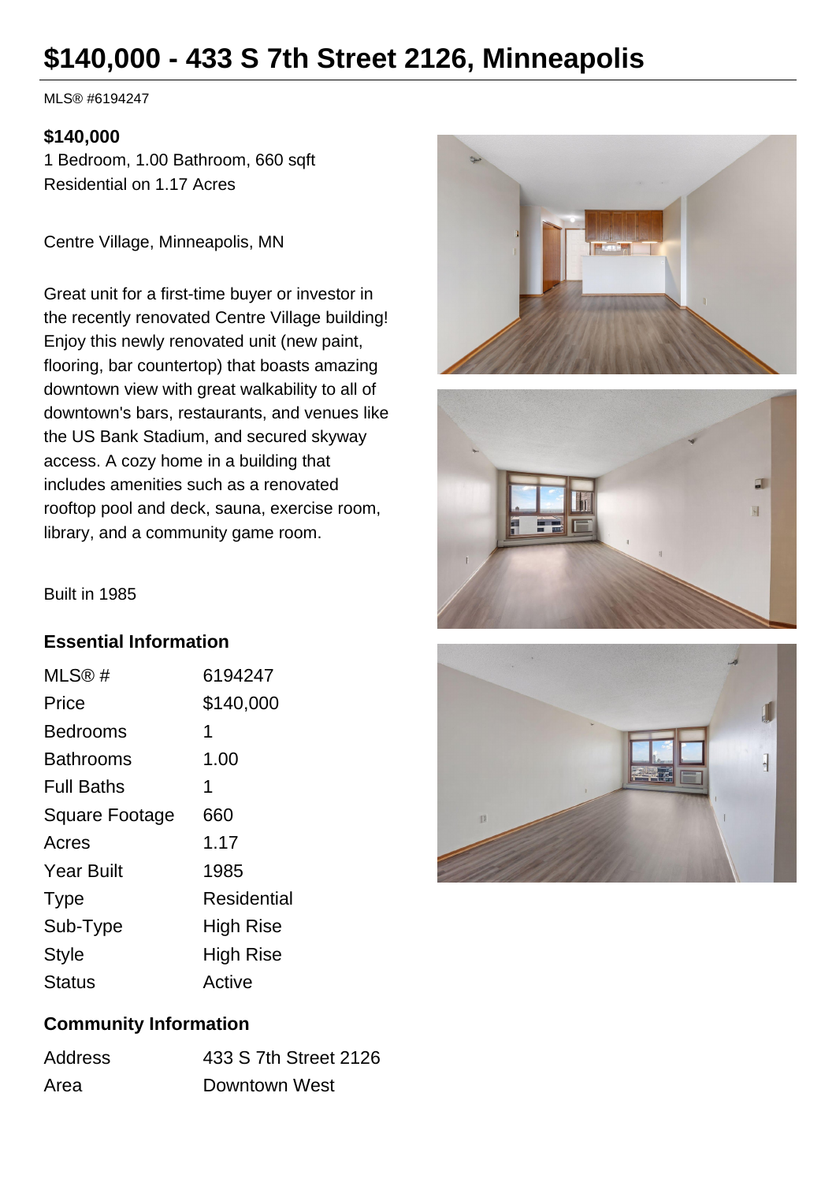# $140,000 - 433 S 7th Street 2126, Minneapolis

MLS® #6194247

**$140,000**

1 Bedroom, 1.00 Bathroom, 660 sqft

Residential on 1.17 Acres

Centre Village, Minneapolis, MN

Great unit for a first-time buyer or investor in the recently renovated Centre Village building! Enjoy this newly renovated unit (new paint, flooring, bar countertop) that boasts amazing downtown view with great walkability to all of downtown's bars, restaurants, and venues like the US Bank Stadium, and secured skyway access. A cozy home in a building that includes amenities such as a renovated rooftop pool and deck, sauna, exercise room, library, and a community game room.

Built in 1985

## Essential Information

| | |
|---|---|
| MLS® # | 6194247 |
| Price | $140,000 |
| Bedrooms | 1 |
| Bathrooms | 1.00 |
| Full Baths | 1 |
| Square Footage | 660 |
| Acres | 1.17 |
| Year Built | 1985 |
| Type | Residential |
| Sub-Type | High Rise |
| Style | High Rise |
| Status | Active |

## Community Information

| | |
|---|---|
| Address | 433 S 7th Street 2126 |
| Area | Downtown West |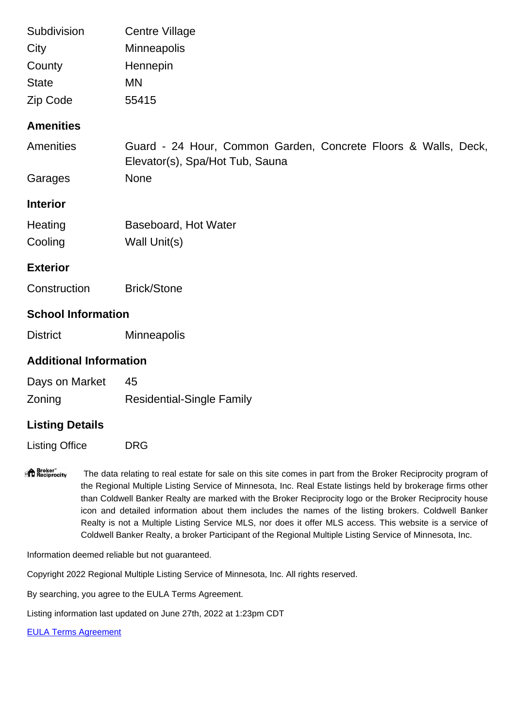| | |
|---|---|
| Subdivision | Centre Village |
| City | Minneapolis |
| County | Hennepin |
| State | MN |
| Zip Code | 55415 |

## Amenities

| | |
|---|---|
| Amenities | Guard - 24 Hour, Common Garden, Concrete Floors & Walls, Deck, Elevator(s), Spa/Hot Tub, Sauna |
| Garages | None |

## Interior

| | |
|---|---|
| Heating | Baseboard, Hot Water |
| Cooling | Wall Unit(s) |

## Exterior

| | |
|---|---|
| Construction | Brick/Stone |

## School Information

| | |
|---|---|
| District | Minneapolis |

## Additional Information

| | |
|---|---|
| Days on Market | 45 |
| Zoning | Residential-Single Family |

## Listing Details

| | |
|---|---|
| Listing Office | DRG |

The data relating to real estate for sale on this site comes in part from the Broker Reciprocity program of the Regional Multiple Listing Service of Minnesota, Inc. Real Estate listings held by brokerage firms other than Coldwell Banker Realty are marked with the Broker Reciprocity logo or the Broker Reciprocity house icon and detailed information about them includes the names of the listing brokers. Coldwell Banker Realty is not a Multiple Listing Service MLS, nor does it offer MLS access. This website is a service of Coldwell Banker Realty, a broker Participant of the Regional Multiple Listing Service of Minnesota, Inc.

Information deemed reliable but not guaranteed.

Copyright 2022 Regional Multiple Listing Service of Minnesota, Inc. All rights reserved.

By searching, you agree to the EULA Terms Agreement.

Listing information last updated on June 27th, 2022 at 1:23pm CDT

EULA Terms Agreement